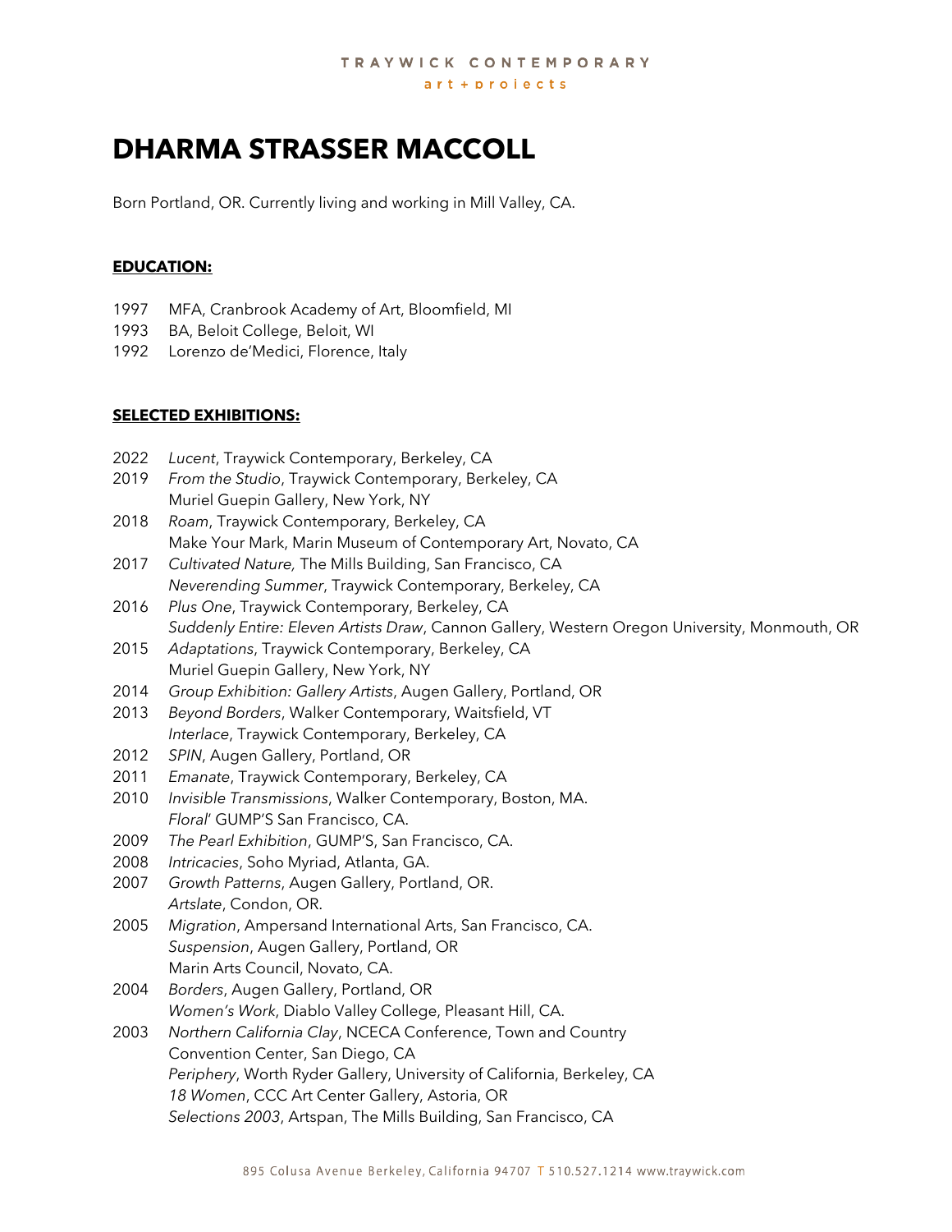TRAYWICK CONTEMPORARY
art + projects

# DHARMA STRASSER MACCOLL

Born Portland, OR. Currently living and working in Mill Valley, CA.

## EDUCATION:

1997 MFA, Cranbrook Academy of Art, Bloomfield, MI
1993 BA, Beloit College, Beloit, WI
1992 Lorenzo de'Medici, Florence, Italy

## SELECTED EXHIBITIONS:

2022 *Lucent*, Traywick Contemporary, Berkeley, CA
2019 *From the Studio*, Traywick Contemporary, Berkeley, CA
Muriel Guepin Gallery, New York, NY
2018 *Roam*, Traywick Contemporary, Berkeley, CA
Make Your Mark, Marin Museum of Contemporary Art, Novato, CA
2017 *Cultivated Nature,* The Mills Building, San Francisco, CA
*Neverending Summer*, Traywick Contemporary, Berkeley, CA
2016 *Plus One*, Traywick Contemporary, Berkeley, CA
*Suddenly Entire: Eleven Artists Draw*, Cannon Gallery, Western Oregon University, Monmouth, OR
2015 *Adaptations*, Traywick Contemporary, Berkeley, CA
Muriel Guepin Gallery, New York, NY
2014 *Group Exhibition: Gallery Artists*, Augen Gallery, Portland, OR
2013 *Beyond Borders*, Walker Contemporary, Waitsfield, VT
*Interlace*, Traywick Contemporary, Berkeley, CA
2012 *SPIN*, Augen Gallery, Portland, OR
2011 *Emanate*, Traywick Contemporary, Berkeley, CA
2010 *Invisible Transmissions*, Walker Contemporary, Boston, MA.
*Floral*' GUMP'S San Francisco, CA.
2009 *The Pearl Exhibition*, GUMP'S, San Francisco, CA.
2008 *Intricacies*, Soho Myriad, Atlanta, GA.
2007 *Growth Patterns*, Augen Gallery, Portland, OR.
*Artslate*, Condon, OR.
2005 *Migration*, Ampersand International Arts, San Francisco, CA.
*Suspension*, Augen Gallery, Portland, OR
Marin Arts Council, Novato, CA.
2004 *Borders*, Augen Gallery, Portland, OR
*Women's Work*, Diablo Valley College, Pleasant Hill, CA.
2003 *Northern California Clay*, NCECA Conference, Town and Country Convention Center, San Diego, CA
*Periphery*, Worth Ryder Gallery, University of California, Berkeley, CA
*18 Women*, CCC Art Center Gallery, Astoria, OR
*Selections 2003*, Artspan, The Mills Building, San Francisco, CA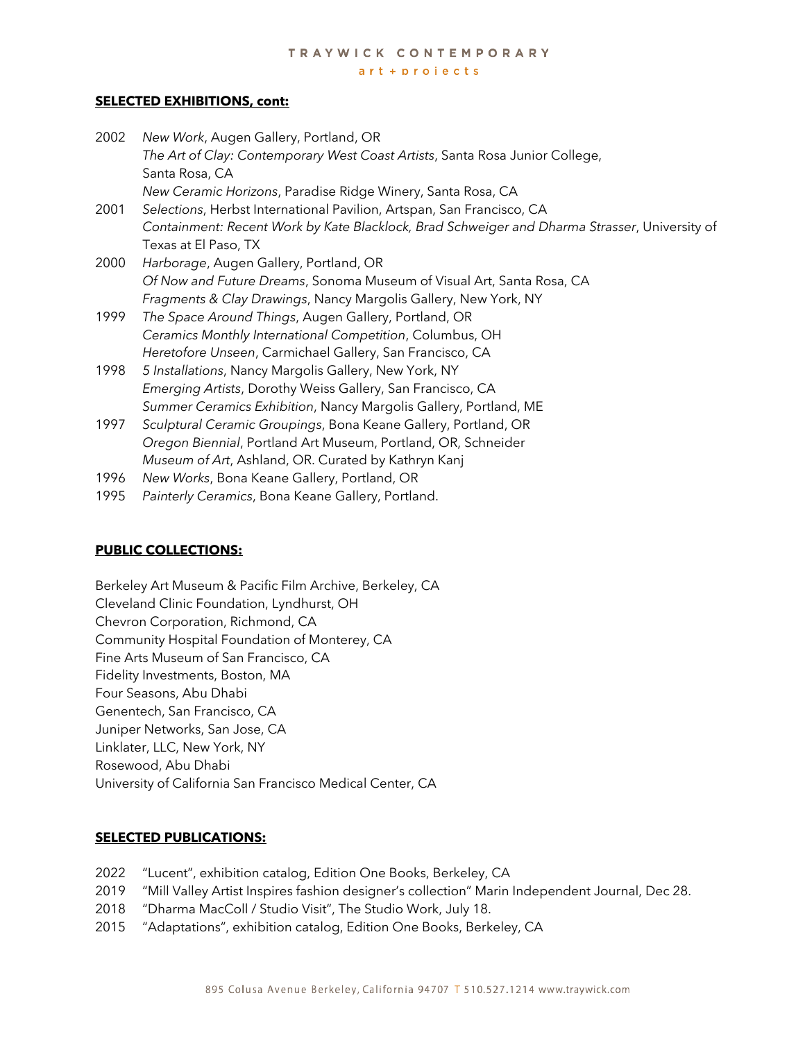**SELECTED EXHIBITIONS, cont:**

2002 *New Work*, Augen Gallery, Portland, OR
*The Art of Clay: Contemporary West Coast Artists*, Santa Rosa Junior College, Santa Rosa, CA
*New Ceramic Horizons*, Paradise Ridge Winery, Santa Rosa, CA

2001 *Selections*, Herbst International Pavilion, Artspan, San Francisco, CA
*Containment: Recent Work by Kate Blacklock, Brad Schweiger and Dharma Strasser*, University of Texas at El Paso, TX

2000 *Harborage*, Augen Gallery, Portland, OR
*Of Now and Future Dreams*, Sonoma Museum of Visual Art, Santa Rosa, CA
*Fragments & Clay Drawings*, Nancy Margolis Gallery, New York, NY

1999 *The Space Around Things*, Augen Gallery, Portland, OR
*Ceramics Monthly International Competition*, Columbus, OH
*Heretofore Unseen*, Carmichael Gallery, San Francisco, CA

1998 *5 Installations*, Nancy Margolis Gallery, New York, NY
*Emerging Artists*, Dorothy Weiss Gallery, San Francisco, CA
*Summer Ceramics Exhibition*, Nancy Margolis Gallery, Portland, ME

1997 *Sculptural Ceramic Groupings*, Bona Keane Gallery, Portland, OR
*Oregon Biennial*, Portland Art Museum, Portland, OR, Schneider *Museum of Art*, Ashland, OR. Curated by Kathryn Kanj

1996 *New Works*, Bona Keane Gallery, Portland, OR

1995 *Painterly Ceramics*, Bona Keane Gallery, Portland.

**PUBLIC COLLECTIONS:**

Berkeley Art Museum & Pacific Film Archive, Berkeley, CA
Cleveland Clinic Foundation, Lyndhurst, OH
Chevron Corporation, Richmond, CA
Community Hospital Foundation of Monterey, CA
Fine Arts Museum of San Francisco, CA
Fidelity Investments, Boston, MA
Four Seasons, Abu Dhabi
Genentech, San Francisco, CA
Juniper Networks, San Jose, CA
Linklater, LLC, New York, NY
Rosewood, Abu Dhabi
University of California San Francisco Medical Center, CA

**SELECTED PUBLICATIONS:**

2022 "Lucent", exhibition catalog, Edition One Books, Berkeley, CA
2019 "Mill Valley Artist Inspires fashion designer's collection" Marin Independent Journal, Dec 28.
2018 "Dharma MacColl / Studio Visit", The Studio Work, July 18.
2015 "Adaptations", exhibition catalog, Edition One Books, Berkeley, CA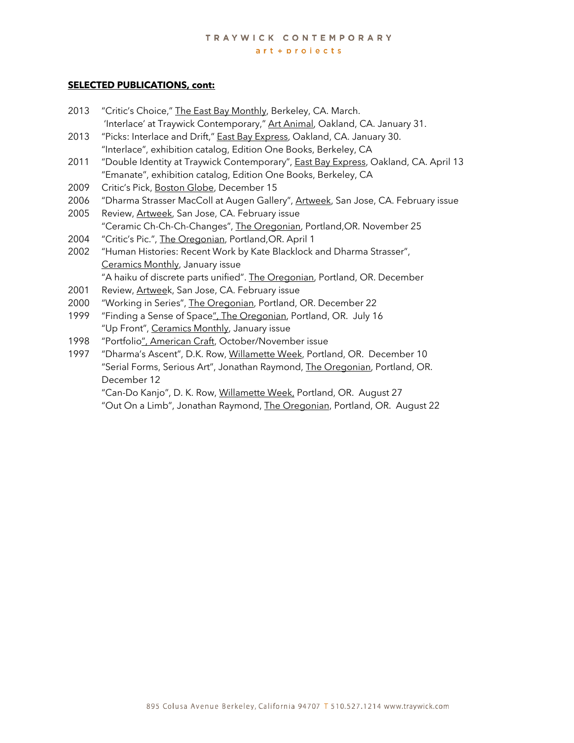**SELECTED PUBLICATIONS, cont:**

2013 "Critic's Choice," The East Bay Monthly, Berkeley, CA. March.
'Interlace' at Traywick Contemporary," Art Animal, Oakland, CA. January 31.

2013 "Picks: Interlace and Drift," East Bay Express, Oakland, CA. January 30.
"Interlace", exhibition catalog, Edition One Books, Berkeley, CA

2011 "Double Identity at Traywick Contemporary", East Bay Express, Oakland, CA. April 13
"Emanate", exhibition catalog, Edition One Books, Berkeley, CA

2009 Critic's Pick, Boston Globe, December 15

2006 "Dharma Strasser MacColl at Augen Gallery", Artweek, San Jose, CA. February issue

2005 Review, Artweek, San Jose, CA. February issue
"Ceramic Ch-Ch-Ch-Changes", The Oregonian, Portland,OR. November 25

2004 "Critic's Pic.", The Oregonian, Portland,OR. April 1

2002 "Human Histories: Recent Work by Kate Blacklock and Dharma Strasser", Ceramics Monthly, January issue
"A haiku of discrete parts unified". The Oregonian, Portland, OR. December

2001 Review, Artweek, San Jose, CA. February issue

2000 "Working in Series", The Oregonian, Portland, OR. December 22

1999 "Finding a Sense of Space", The Oregonian, Portland, OR. July 16
"Up Front", Ceramics Monthly, January issue

1998 "Portfolio", American Craft, October/November issue

1997 "Dharma's Ascent", D.K. Row, Willamette Week, Portland, OR. December 10
"Serial Forms, Serious Art", Jonathan Raymond, The Oregonian, Portland, OR. December 12
"Can-Do Kanjo", D. K. Row, Willamette Week, Portland, OR. August 27
"Out On a Limb", Jonathan Raymond, The Oregonian, Portland, OR. August 22